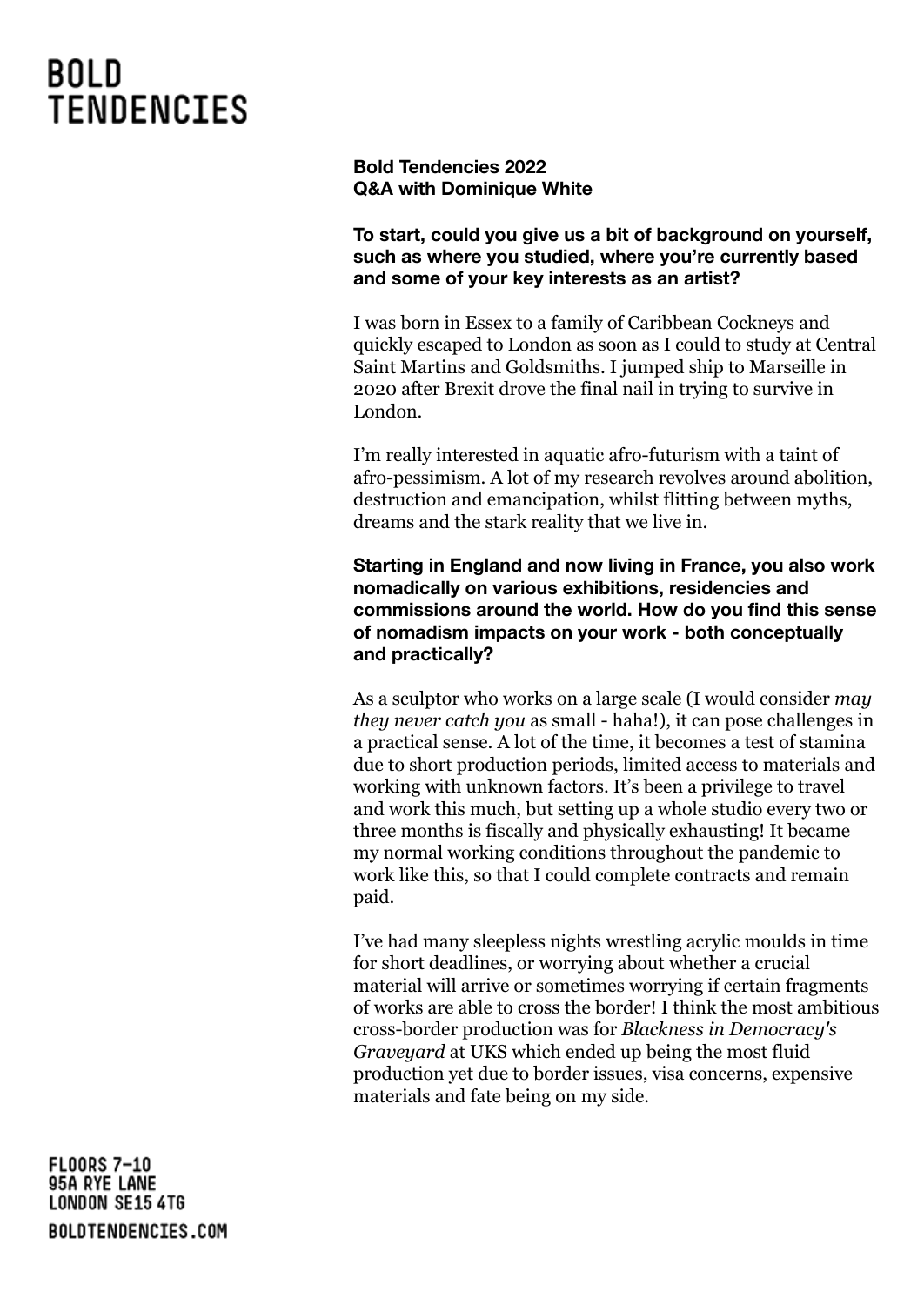# BOLD TENDENCIES

**Bold Tendencies 2022**
**Q&A with Dominique White**

**To start, could you give us a bit of background on yourself, such as where you studied, where you're currently based and some of your key interests as an artist?**

I was born in Essex to a family of Caribbean Cockneys and quickly escaped to London as soon as I could to study at Central Saint Martins and Goldsmiths. I jumped ship to Marseille in 2020 after Brexit drove the final nail in trying to survive in London.

I'm really interested in aquatic afro-futurism with a taint of afro-pessimism. A lot of my research revolves around abolition, destruction and emancipation, whilst flitting between myths, dreams and the stark reality that we live in.

**Starting in England and now living in France, you also work nomadically on various exhibitions, residencies and commissions around the world. How do you find this sense of nomadism impacts on your work - both conceptually and practically?**

As a sculptor who works on a large scale (I would consider *may they never catch you* as small - haha!), it can pose challenges in a practical sense. A lot of the time, it becomes a test of stamina due to short production periods, limited access to materials and working with unknown factors. It's been a privilege to travel and work this much, but setting up a whole studio every two or three months is fiscally and physically exhausting! It became my normal working conditions throughout the pandemic to work like this, so that I could complete contracts and remain paid.

I've had many sleepless nights wrestling acrylic moulds in time for short deadlines, or worrying about whether a crucial material will arrive or sometimes worrying if certain fragments of works are able to cross the border! I think the most ambitious cross-border production was for *Blackness in Democracy's Graveyard* at UKS which ended up being the most fluid production yet due to border issues, visa concerns, expensive materials and fate being on my side.

FLOORS 7–10
95A RYE LANE
LONDON SE15 4TG
BOLDTENDENCIES.COM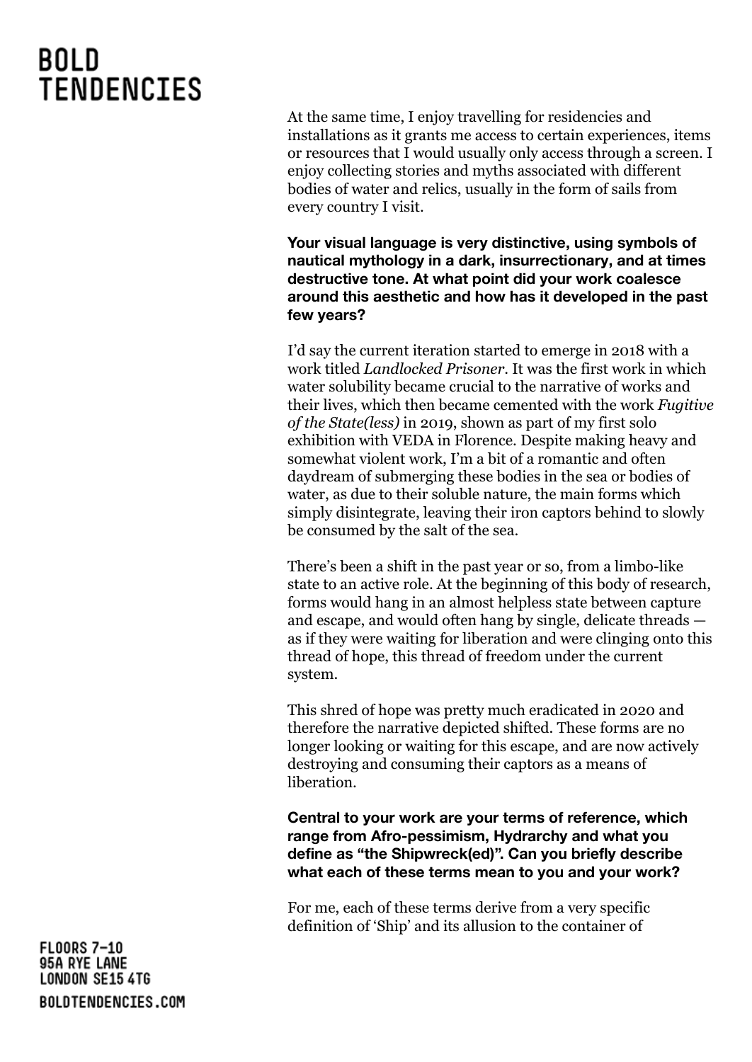At the same time, I enjoy travelling for residencies and installations as it grants me access to certain experiences, items or resources that I would usually only access through a screen. I enjoy collecting stories and myths associated with different bodies of water and relics, usually in the form of sails from every country I visit.

**Your visual language is very distinctive, using symbols of nautical mythology in a dark, insurrectionary, and at times destructive tone. At what point did your work coalesce around this aesthetic and how has it developed in the past few years?**

I'd say the current iteration started to emerge in 2018 with a work titled *Landlocked Prisoner*. It was the first work in which water solubility became crucial to the narrative of works and their lives, which then became cemented with the work *Fugitive of the State(less)* in 2019, shown as part of my first solo exhibition with VEDA in Florence. Despite making heavy and somewhat violent work, I'm a bit of a romantic and often daydream of submerging these bodies in the sea or bodies of water, as due to their soluble nature, the main forms which simply disintegrate, leaving their iron captors behind to slowly be consumed by the salt of the sea.

There's been a shift in the past year or so, from a limbo-like state to an active role. At the beginning of this body of research, forms would hang in an almost helpless state between capture and escape, and would often hang by single, delicate threads — as if they were waiting for liberation and were clinging onto this thread of hope, this thread of freedom under the current system.

This shred of hope was pretty much eradicated in 2020 and therefore the narrative depicted shifted. These forms are no longer looking or waiting for this escape, and are now actively destroying and consuming their captors as a means of liberation.

**Central to your work are your terms of reference, which range from Afro-pessimism, Hydrarchy and what you define as "the Shipwreck(ed)". Can you briefly describe what each of these terms mean to you and your work?**

For me, each of these terms derive from a very specific definition of 'Ship' and its allusion to the container of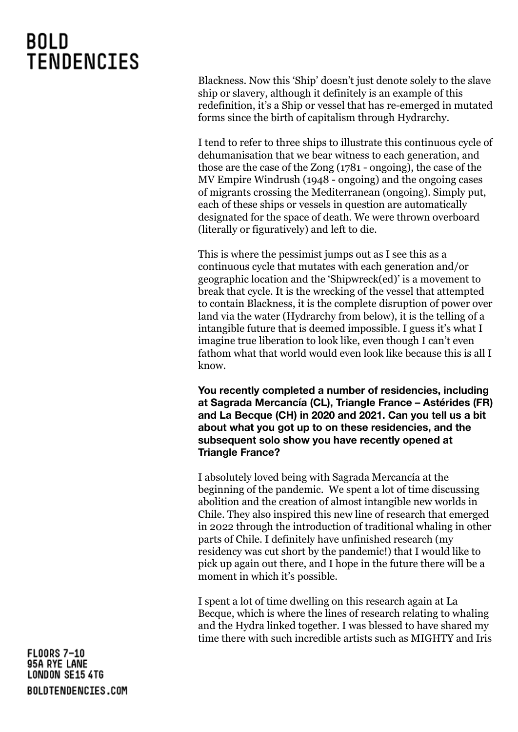Blackness. Now this 'Ship' doesn't just denote solely to the slave ship or slavery, although it definitely is an example of this redefinition, it's a Ship or vessel that has re-emerged in mutated forms since the birth of capitalism through Hydrarchy.

I tend to refer to three ships to illustrate this continuous cycle of dehumanisation that we bear witness to each generation, and those are the case of the Zong (1781 - ongoing), the case of the MV Empire Windrush (1948 - ongoing) and the ongoing cases of migrants crossing the Mediterranean (ongoing). Simply put, each of these ships or vessels in question are automatically designated for the space of death. We were thrown overboard (literally or figuratively) and left to die.

This is where the pessimist jumps out as I see this as a continuous cycle that mutates with each generation and/or geographic location and the 'Shipwreck(ed)' is a movement to break that cycle. It is the wrecking of the vessel that attempted to contain Blackness, it is the complete disruption of power over land via the water (Hydrarchy from below), it is the telling of a intangible future that is deemed impossible. I guess it's what I imagine true liberation to look like, even though I can't even fathom what that world would even look like because this is all I know.

**You recently completed a number of residencies, including at Sagrada Mercancía (CL), Triangle France – Astérides (FR) and La Becque (CH) in 2020 and 2021. Can you tell us a bit about what you got up to on these residencies, and the subsequent solo show you have recently opened at Triangle France?**

I absolutely loved being with Sagrada Mercancía at the beginning of the pandemic. We spent a lot of time discussing abolition and the creation of almost intangible new worlds in Chile. They also inspired this new line of research that emerged in 2022 through the introduction of traditional whaling in other parts of Chile. I definitely have unfinished research (my residency was cut short by the pandemic!) that I would like to pick up again out there, and I hope in the future there will be a moment in which it's possible.

I spent a lot of time dwelling on this research again at La Becque, which is where the lines of research relating to whaling and the Hydra linked together. I was blessed to have shared my time there with such incredible artists such as MIGHTY and Iris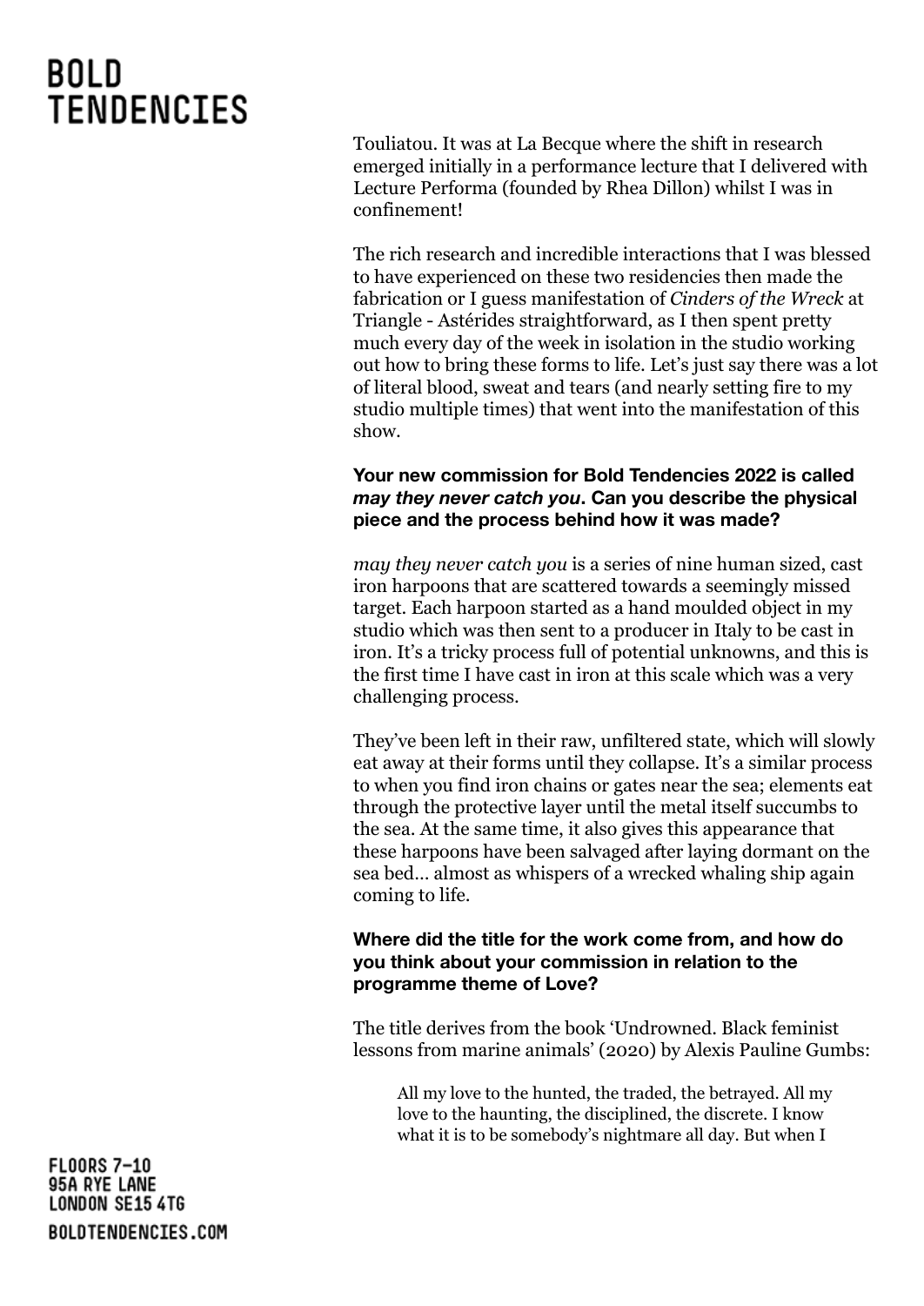Touliatou. It was at La Becque where the shift in research emerged initially in a performance lecture that I delivered with Lecture Performa (founded by Rhea Dillon) whilst I was in confinement!

The rich research and incredible interactions that I was blessed to have experienced on these two residencies then made the fabrication or I guess manifestation of *Cinders of the Wreck* at Triangle - Astérides straightforward, as I then spent pretty much every day of the week in isolation in the studio working out how to bring these forms to life. Let's just say there was a lot of literal blood, sweat and tears (and nearly setting fire to my studio multiple times) that went into the manifestation of this show.

**Your new commission for Bold Tendencies 2022 is called *may they never catch you*. Can you describe the physical piece and the process behind how it was made?**

*may they never catch you* is a series of nine human sized, cast iron harpoons that are scattered towards a seemingly missed target. Each harpoon started as a hand moulded object in my studio which was then sent to a producer in Italy to be cast in iron. It's a tricky process full of potential unknowns, and this is the first time I have cast in iron at this scale which was a very challenging process.

They've been left in their raw, unfiltered state, which will slowly eat away at their forms until they collapse. It's a similar process to when you find iron chains or gates near the sea; elements eat through the protective layer until the metal itself succumbs to the sea. At the same time, it also gives this appearance that these harpoons have been salvaged after laying dormant on the sea bed… almost as whispers of a wrecked whaling ship again coming to life.

**Where did the title for the work come from, and how do you think about your commission in relation to the programme theme of Love?**

The title derives from the book 'Undrowned. Black feminist lessons from marine animals' (2020) by Alexis Pauline Gumbs:

> All my love to the hunted, the traded, the betrayed. All my love to the haunting, the disciplined, the discrete. I know what it is to be somebody's nightmare all day. But when I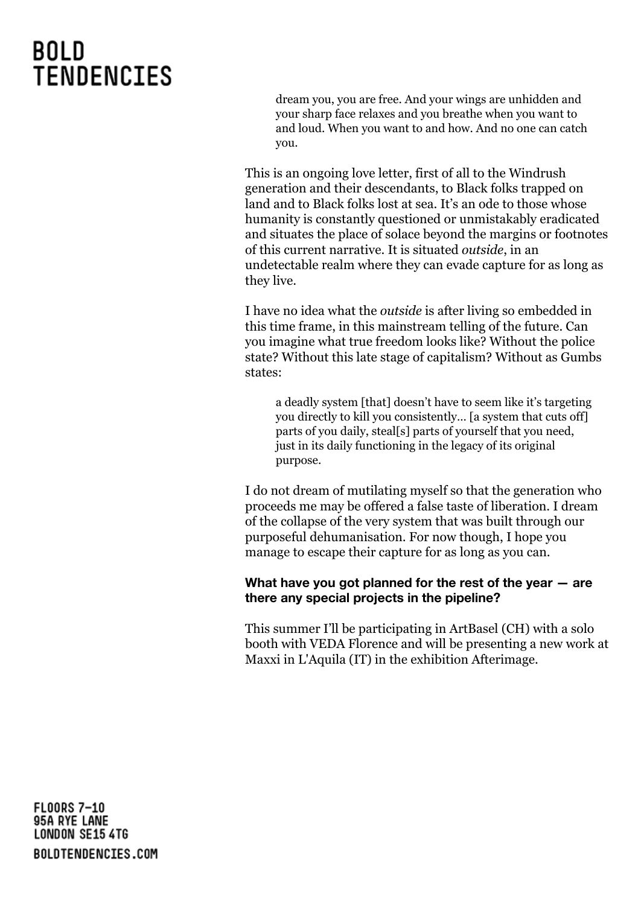> dream you, you are free. And your wings are unhidden and your sharp face relaxes and you breathe when you want to and loud. When you want to and how. And no one can catch you.

This is an ongoing love letter, first of all to the Windrush generation and their descendants, to Black folks trapped on land and to Black folks lost at sea. It's an ode to those whose humanity is constantly questioned or unmistakably eradicated and situates the place of solace beyond the margins or footnotes of this current narrative. It is situated *outside*, in an undetectable realm where they can evade capture for as long as they live.

I have no idea what the *outside* is after living so embedded in this time frame, in this mainstream telling of the future. Can you imagine what true freedom looks like? Without the police state? Without this late stage of capitalism? Without as Gumbs states:

> a deadly system [that] doesn't have to seem like it's targeting you directly to kill you consistently… [a system that cuts off] parts of you daily, steal[s] parts of yourself that you need, just in its daily functioning in the legacy of its original purpose.

I do not dream of mutilating myself so that the generation who proceeds me may be offered a false taste of liberation. I dream of the collapse of the very system that was built through our purposeful dehumanisation. For now though, I hope you manage to escape their capture for as long as you can.

**What have you got planned for the rest of the year — are there any special projects in the pipeline?**

This summer I'll be participating in ArtBasel (CH) with a solo booth with VEDA Florence and will be presenting a new work at Maxxi in L'Aquila (IT) in the exhibition Afterimage.